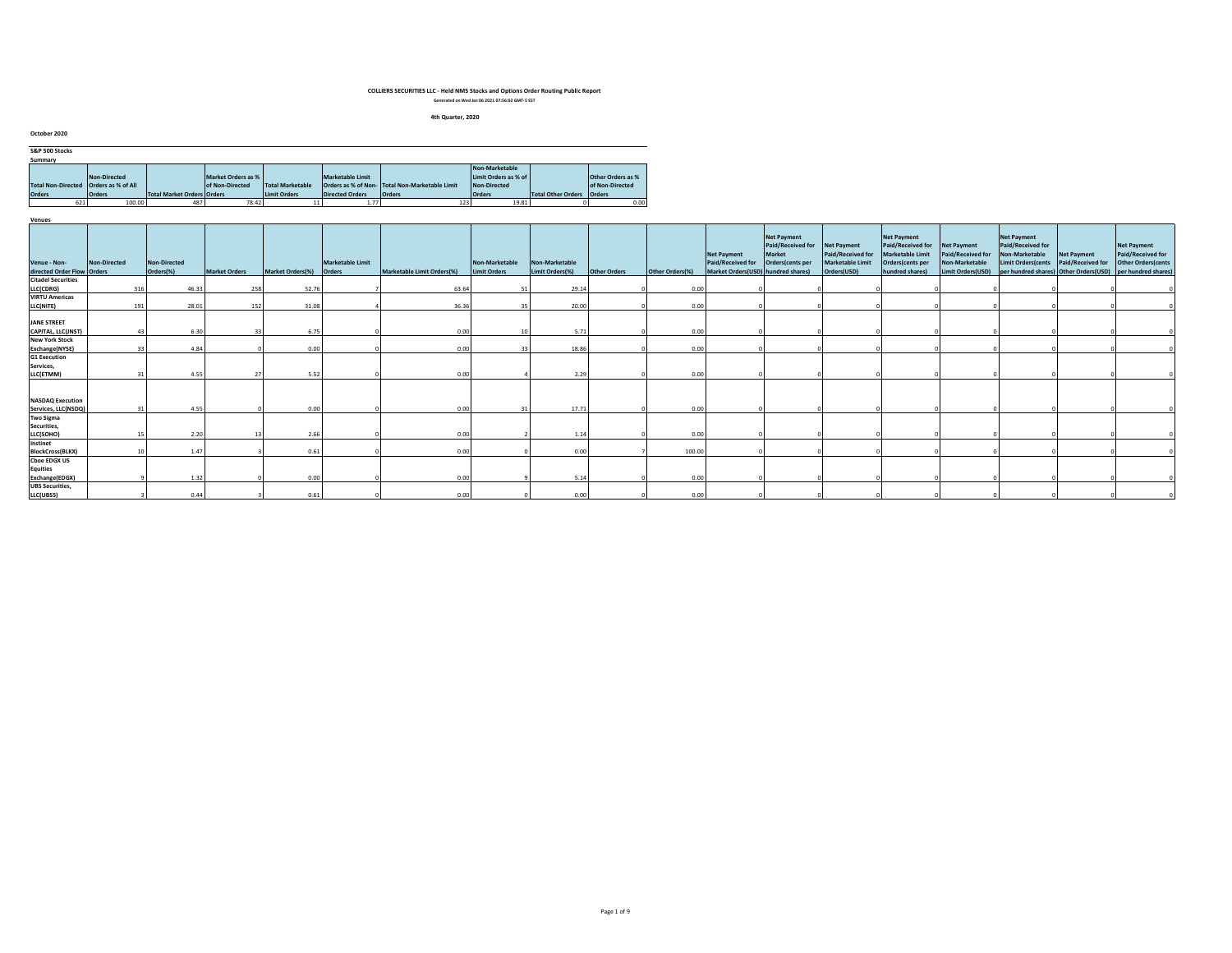# COLLIERS SECURITIES LLC - Held NMS Stocks and Options Order Routing Public Report

Generated on Wed Jan 06 2021 07:56:02 GMT-5 EST

## 4th Quarter, 2020

### October 2020

**S&P 500 Stocks**

**Summary**

| Total Non-Directed Orders | Non-Directed Orders as % of All Orders | Total Market Orders | Market Orders as % of Non-Directed Orders | Total Marketable Limit Orders | Marketable Limit Orders as % of Non-Directed Orders | Total Non-Marketable Limit Orders | Non-Marketable Limit Orders as % of Non-Directed Orders | Total Other Orders | Other Orders as % of Non-Directed Orders |
|---|---|---|---|---|---|---|---|---|---|
| 621 | 100.00 | 487 | 78.42 | 11 | 1.77 | 123 | 19.81 | 0 | 0.00 |

**Venues**

| Venue - Non-directed Order Flow | Non-Directed Orders | Non-Directed Orders(%) | Market Orders | Market Orders(%) | Marketable Limit Orders | Marketable Limit Orders(%) | Non-Marketable Limit Orders | Non-Marketable Limit Orders(%) | Other Orders | Other Orders(%) | Net Payment Paid/Received for Market Orders(USD) | Net Payment Paid/Received for Market Orders(cents per hundred shares) | Net Payment Paid/Received for Marketable Limit Orders(USD) | Net Payment Paid/Received for Marketable Limit Orders(cents per hundred shares) | Net Payment Paid/Received for Non-Marketable Limit Orders(USD) | Net Payment Paid/Received for Non-Marketable Limit Orders(cents per hundred shares) | Net Payment Paid/Received for Other Orders(USD) | Net Payment Paid/Received for Other Orders(cents per hundred shares) |
|---|---|---|---|---|---|---|---|---|---|---|---|---|---|---|---|---|---|---|
| Citadel Securities LLC(CDRG) | 316 | 46.33 | 258 | 52.76 | 7 | 63.64 | 51 | 29.14 | 0 | 0.00 | 0 | 0 | 0 | 0 | 0 | 0 | 0 | 0 |
| VIRTU Americas LLC(NITE) | 191 | 28.01 | 152 | 31.08 | 4 | 36.36 | 35 | 20.00 | 0 | 0.00 | 0 | 0 | 0 | 0 | 0 | 0 | 0 | 0 |
| JANE STREET CAPITAL, LLC(JNST) | 43 | 6.30 | 33 | 6.75 | 0 | 0.00 | 10 | 5.71 | 0 | 0.00 | 0 | 0 | 0 | 0 | 0 | 0 | 0 | 0 |
| New York Stock Exchange(NYSE) | 33 | 4.84 | 0 | 0.00 | 0 | 0.00 | 33 | 18.86 | 0 | 0.00 | 0 | 0 | 0 | 0 | 0 | 0 | 0 | 0 |
| G1 Execution Services, LLC(ETMM) | 31 | 4.55 | 27 | 5.52 | 0 | 0.00 | 4 | 2.29 | 0 | 0.00 | 0 | 0 | 0 | 0 | 0 | 0 | 0 | 0 |
| NASDAQ Execution Services, LLC(NSDQ) | 31 | 4.55 | 0 | 0.00 | 0 | 0.00 | 31 | 17.71 | 0 | 0.00 | 0 | 0 | 0 | 0 | 0 | 0 | 0 | 0 |
| Two Sigma Securities, LLC(SOHO) | 15 | 2.20 | 13 | 2.66 | 0 | 0.00 | 2 | 1.14 | 0 | 0.00 | 0 | 0 | 0 | 0 | 0 | 0 | 0 | 0 |
| Instinet BlockCross(BLKX) | 10 | 1.47 | 3 | 0.61 | 0 | 0.00 | 0 | 0.00 | 7 | 100.00 | 0 | 0 | 0 | 0 | 0 | 0 | 0 | 0 |
| Cboe EDGX US Equities Exchange(EDGX) | 9 | 1.32 | 0 | 0.00 | 0 | 0.00 | 9 | 5.14 | 0 | 0.00 | 0 | 0 | 0 | 0 | 0 | 0 | 0 | 0 |
| UBS Securities, LLC(UBSS) | 3 | 0.44 | 3 | 0.61 | 0 | 0.00 | 0 | 0.00 | 0 | 0.00 | 0 | 0 | 0 | 0 | 0 | 0 | 0 | 0 |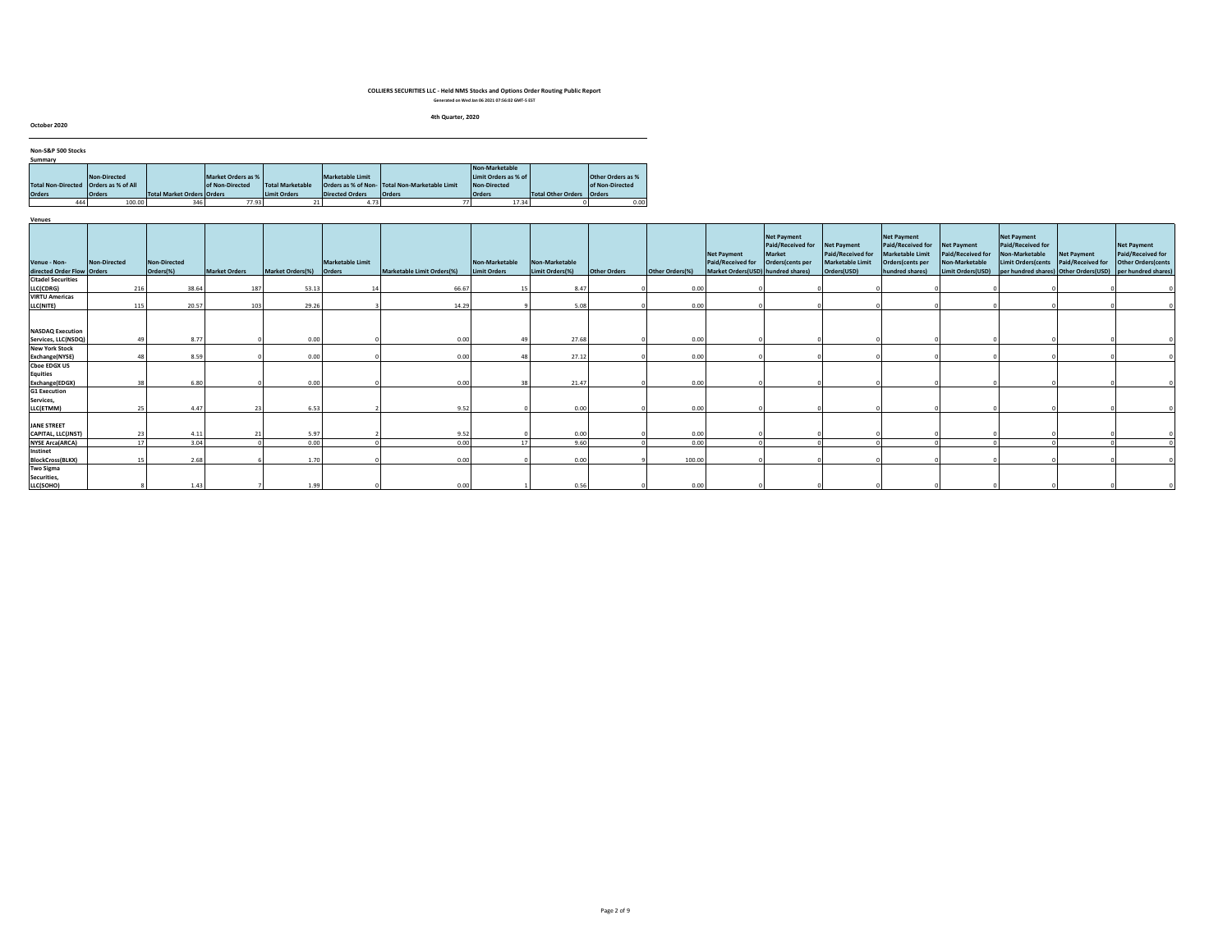# COLLIERS SECURITIES LLC - Held NMS Stocks and Options Order Routing Public Report

Generated on Wed Jan 06 2021 07:56:02 GMT-5 EST

4th Quarter, 2020

October 2020

## Non-S&P 500 Stocks

### Summary

| Total Non-Directed Orders | Non-Directed Orders as % of All Orders | Total Market Orders | Market Orders as % of Non-Directed Orders | Total Marketable Limit Orders | Marketable Limit Orders as % of Non-Directed Orders | Total Non-Marketable Limit Orders | Non-Marketable Limit Orders as % of Non-Directed Orders | Total Other Orders | Other Orders as % of Non-Directed Orders |
|---|---|---|---|---|---|---|---|---|---|
| 444 | 100.00 | 346 | 77.93 | 21 | 4.73 | 77 | 17.34 | 0 | 0.00 |

### Venues

| Venue - Non-directed Order Flow | Non-Directed Orders | Non-Directed Orders(%) | Market Orders | Market Orders(%) | Marketable Limit Orders | Marketable Limit Orders(%) | Non-Marketable Limit Orders | Non-Marketable Limit Orders(%) | Other Orders | Other Orders(%) | Net Payment Paid/Received for Market Orders(USD) | Net Payment Paid/Received for Market Orders(cents per hundred shares) | Net Payment Paid/Received for Marketable Limit Orders(USD) | Net Payment Paid/Received for Marketable Limit Orders(cents per hundred shares) | Net Payment Paid/Received for Non-Marketable Limit Orders(USD) | Net Payment Paid/Received for Non-Marketable Limit Orders(cents per hundred shares) | Net Payment Paid/Received for Other Orders(USD) | Net Payment Paid/Received for Other Orders(cents per hundred shares) |
|---|---|---|---|---|---|---|---|---|---|---|---|---|---|---|---|---|---|---|
| Citadel Securities LLC(CDRG) | 216 | 38.64 | 187 | 53.13 | 14 | 66.67 | 15 | 8.47 | 0 | 0.00 | 0 | 0 | 0 | 0 | 0 | 0 | 0 | 0 |
| VIRTU Americas LLC(NITE) | 115 | 20.57 | 103 | 29.26 | 3 | 14.29 | 9 | 5.08 | 0 | 0.00 | 0 | 0 | 0 | 0 | 0 | 0 | 0 | 0 |
| NASDAQ Execution Services, LLC(NSDQ) | 49 | 8.77 | 0 | 0.00 | 0 | 0.00 | 49 | 27.68 | 0 | 0.00 | 0 | 0 | 0 | 0 | 0 | 0 | 0 | 0 |
| New York Stock Exchange(NYSE) | 48 | 8.59 | 0 | 0.00 | 0 | 0.00 | 48 | 27.12 | 0 | 0.00 | 0 | 0 | 0 | 0 | 0 | 0 | 0 | 0 |
| Cboe EDGX US Equities Exchange(EDGX) | 38 | 6.80 | 0 | 0.00 | 0 | 0.00 | 38 | 21.47 | 0 | 0.00 | 0 | 0 | 0 | 0 | 0 | 0 | 0 | 0 |
| G1 Execution Services, LLC(ETMM) | 25 | 4.47 | 23 | 6.53 | 2 | 9.52 | 0 | 0.00 | 0 | 0.00 | 0 | 0 | 0 | 0 | 0 | 0 | 0 | 0 |
| JANE STREET CAPITAL, LLC(JNST) | 23 | 4.11 | 21 | 5.97 | 2 | 9.52 | 0 | 0.00 | 0 | 0.00 | 0 | 0 | 0 | 0 | 0 | 0 | 0 | 0 |
| NYSE Arca(ARCA) | 17 | 3.04 | 0 | 0.00 | 0 | 0.00 | 17 | 9.60 | 0 | 0.00 | 0 | 0 | 0 | 0 | 0 | 0 | 0 | 0 |
| Instinet BlockCross(BLKX) | 15 | 2.68 | 6 | 1.70 | 0 | 0.00 | 0 | 0.00 | 9 | 100.00 | 0 | 0 | 0 | 0 | 0 | 0 | 0 | 0 |
| Two Sigma Securities, LLC(SOHO) | 8 | 1.43 | 7 | 1.99 | 0 | 0.00 | 1 | 0.56 | 0 | 0.00 | 0 | 0 | 0 | 0 | 0 | 0 | 0 | 0 |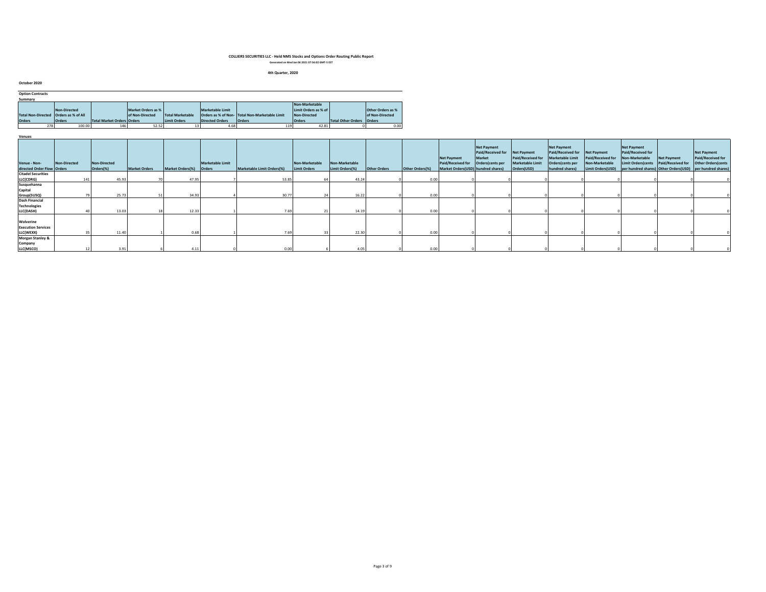# COLLIERS SECURITIES LLC - Held NMS Stocks and Options Order Routing Public Report

Generated on Wed Jan 06 2021 07:56:02 GMT-5 EST

## 4th Quarter, 2020

### October 2020

**Option Contracts**

**Summary**

| Total Non-Directed Orders | Non-Directed Orders as % of All Orders | Total Market Orders | Market Orders as % of Non-Directed Orders | Total Marketable Limit Orders | Marketable Limit Orders as % of Non-Directed Orders | Total Non-Marketable Limit Orders | Non-Marketable Limit Orders as % of Non-Directed Orders | Total Other Orders | Other Orders as % of Non-Directed Orders |
|---|---|---|---|---|---|---|---|---|---|
| 278 | 100.00 | 146 | 52.52 | 13 | 4.68 | 119 | 42.81 | 0 | 0.00 |

**Venues**

| Venue - Non-directed Order Flow | Non-Directed Orders | Non-Directed Orders(%) | Market Orders | Market Orders(%) | Marketable Limit Orders | Marketable Limit Orders(%) | Non-Marketable Limit Orders | Non-Marketable Limit Orders(%) | Other Orders | Other Orders(%) | Net Payment Paid/Received for Market Orders(USD) | Net Payment Paid/Received for Market Orders(cents per hundred shares) | Net Payment Paid/Received for Marketable Limit Orders(USD) | Net Payment Paid/Received for Marketable Limit Orders(cents per hundred shares) | Net Payment Paid/Received for Non-Marketable Limit Orders(USD) | Net Payment Paid/Received for Non-Marketable Limit Orders(cents per hundred shares) | Net Payment Paid/Received for Other Orders(USD) | Net Payment Paid/Received for Other Orders(cents per hundred shares) |
|---|---|---|---|---|---|---|---|---|---|---|---|---|---|---|---|---|---|---|
| Citadel Securities LLC(CDRG) | 141 | 45.93 | 70 | 47.95 | 7 | 53.85 | 64 | 43.24 | 0 | 0.00 | 0 | 0 | 0 | 0 | 0 | 0 | 0 | 0 |
| Susquehanna Capital Group(SUSQ) | 79 | 25.73 | 51 | 34.93 | 4 | 30.77 | 24 | 16.22 | 0 | 0.00 | 0 | 0 | 0 | 0 | 0 | 0 | 0 | 0 |
| Dash Financial Technologies LLC(DASH) | 40 | 13.03 | 18 | 12.33 | 1 | 7.69 | 21 | 14.19 | 0 | 0.00 | 0 | 0 | 0 | 0 | 0 | 0 | 0 | 0 |
| Wolverine Execution Services LLC(WEXX) | 35 | 11.40 | 1 | 0.68 | 1 | 7.69 | 33 | 22.30 | 0 | 0.00 | 0 | 0 | 0 | 0 | 0 | 0 | 0 | 0 |
| Morgan Stanley & Company LLC(MSCO) | 12 | 3.91 | 6 | 4.11 | 0 | 0.00 | 6 | 4.05 | 0 | 0.00 | 0 | 0 | 0 | 0 | 0 | 0 | 0 | 0 |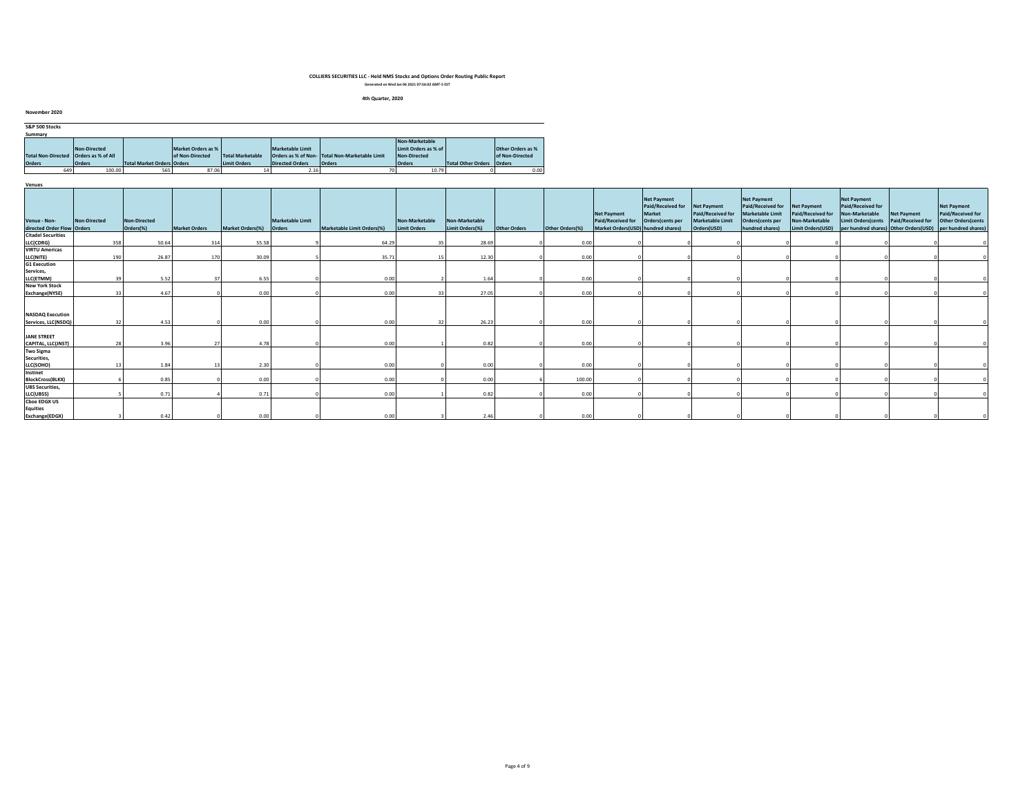# COLLIERS SECURITIES LLC - Held NMS Stocks and Options Order Routing Public Report

Generated on Wed Jan 06 2021 07:56:02 GMT-5 EST

## 4th Quarter, 2020

### November 2020

**S&P 500 Stocks**

**Summary**

| Total Non-Directed Orders | Non-Directed Orders as % of All Orders | Total Market Orders | Market Orders as % of Non-Directed Orders | Total Marketable Limit Orders | Marketable Limit Orders as % of Non-Directed Orders | Total Non-Marketable Limit Orders | Non-Marketable Limit Orders as % of Non-Directed Orders | Total Other Orders | Other Orders as % of Non-Directed Orders |
|---|---|---|---|---|---|---|---|---|---|
| 649 | 100.00 | 565 | 87.06 | 14 | 2.16 | 70 | 10.79 | 0 | 0.00 |

**Venues**

| Venue - Non-directed Order Flow | Non-Directed Orders | Non-Directed Orders(%) | Market Orders | Market Orders(%) | Marketable Limit Orders | Marketable Limit Orders(%) | Non-Marketable Limit Orders | Non-Marketable Limit Orders(%) | Other Orders | Other Orders(%) | Net Payment Paid/Received for Market Orders(USD) | Net Payment Paid/Received for Market Orders(cents per hundred shares) | Net Payment Paid/Received for Marketable Limit Orders(USD) | Net Payment Paid/Received for Marketable Limit Orders(cents per hundred shares) | Net Payment Paid/Received for Non-Marketable Limit Orders(USD) | Net Payment Paid/Received for Non-Marketable Limit Orders(cents per hundred shares) | Net Payment Paid/Received for Other Orders(USD) | Net Payment Paid/Received for Other Orders(cents per hundred shares) |
|---|---|---|---|---|---|---|---|---|---|---|---|---|---|---|---|---|---|---|
| Citadel Securities LLC(CDRG) | 358 | 50.64 | 314 | 55.58 | 9 | 64.29 | 35 | 28.69 | 0 | 0.00 | 0 | 0 | 0 | 0 | 0 | 0 | 0 | 0 |
| VIRTU Americas LLC(NITE) | 190 | 26.87 | 170 | 30.09 | 5 | 35.71 | 15 | 12.30 | 0 | 0.00 | 0 | 0 | 0 | 0 | 0 | 0 | 0 | 0 |
| G1 Execution Services, LLC(ETMM) | 39 | 5.52 | 37 | 6.55 | 0 | 0.00 | 2 | 1.64 | 0 | 0.00 | 0 | 0 | 0 | 0 | 0 | 0 | 0 | 0 |
| New York Stock Exchange(NYSE) | 33 | 4.67 | 0 | 0.00 | 0 | 0.00 | 33 | 27.05 | 0 | 0.00 | 0 | 0 | 0 | 0 | 0 | 0 | 0 | 0 |
| NASDAQ Execution Services, LLC(NSDQ) | 32 | 4.53 | 0 | 0.00 | 0 | 0.00 | 32 | 26.23 | 0 | 0.00 | 0 | 0 | 0 | 0 | 0 | 0 | 0 | 0 |
| JANE STREET CAPITAL, LLC(JNST) | 28 | 3.96 | 27 | 4.78 | 0 | 0.00 | 1 | 0.82 | 0 | 0.00 | 0 | 0 | 0 | 0 | 0 | 0 | 0 | 0 |
| Two Sigma Securities, LLC(SOHO) | 13 | 1.84 | 13 | 2.30 | 0 | 0.00 | 0 | 0.00 | 0 | 0.00 | 0 | 0 | 0 | 0 | 0 | 0 | 0 | 0 |
| Instinet BlockCross(BLKX) | 6 | 0.85 | 0 | 0.00 | 0 | 0.00 | 0 | 0.00 | 6 | 100.00 | 0 | 0 | 0 | 0 | 0 | 0 | 0 | 0 |
| UBS Securities, LLC(UBSS) | 5 | 0.71 | 4 | 0.71 | 0 | 0.00 | 1 | 0.82 | 0 | 0.00 | 0 | 0 | 0 | 0 | 0 | 0 | 0 | 0 |
| Cboe EDGX US Equities Exchange(EDGX) | 3 | 0.42 | 0 | 0.00 | 0 | 0.00 | 3 | 2.46 | 0 | 0.00 | 0 | 0 | 0 | 0 | 0 | 0 | 0 | 0 |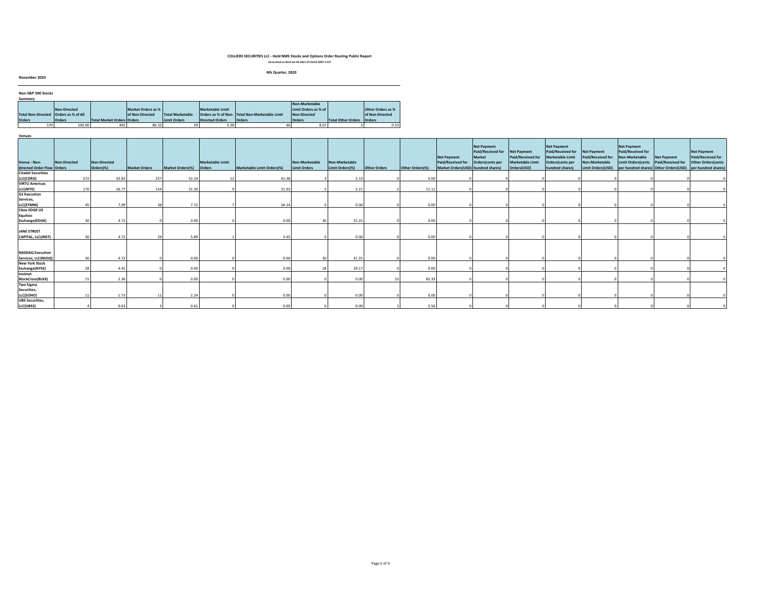**COLLIERS SECURITIES LLC - Held NMS Stocks and Options Order Routing Public Report**

Generated on Wed Jan 06 2021 07:56:02 GMT-5 EST

**4th Quarter, 2020**

**November 2020**

**Non-S&P 500 Stocks**

**Summary**

| Total Non-Directed Orders | Non-Directed Orders as % of All Orders | Total Market Orders | Market Orders as % of Non-Directed Orders | Total Marketable Limit Orders | Marketable Limit Orders as % of Non-Directed Orders | Total Non-Marketable Limit Orders | Non-Marketable Limit Orders as % of Non-Directed Orders | Total Other Orders | Other Orders as % of Non-Directed Orders |
|---|---|---|---|---|---|---|---|---|---|
| 570 | 100.00 | 492 | 86.32 | 29 | 5.09 | 46 | 8.07 | 3 | 0.53 |

**Venues**

| Venue - Non-directed Order Flow | Non-Directed Orders | Non-Directed Orders(%) | Market Orders | Market Orders(%) | Marketable Limit Orders | Marketable Limit Orders(%) | Non-Marketable Limit Orders | Non-Marketable Limit Orders(%) | Other Orders | Other Orders(%) | Net Payment Paid/Received for Market Orders(USD) | Net Payment Paid/Received for Market Orders(cents per hundred shares) | Net Payment Paid/Received for Marketable Limit Orders(USD) | Net Payment Paid/Received for Marketable Limit Orders(cents per hundred shares) | Net Payment Paid/Received for Non-Marketable Limit Orders(USD) | Net Payment Paid/Received for Non-Marketable Limit Orders(cents per hundred shares) | Net Payment Paid/Received for Other Orders(USD) | Net Payment Paid/Received for Other Orders(cents per hundred shares) |
|---|---|---|---|---|---|---|---|---|---|---|---|---|---|---|---|---|---|---|
| Citadel Securities LLC(CDRG) | 272 | 42.83 | 257 | 52.24 | 12 | 41.38 | 3 | 3.13 | 0 | 0.00 | 0 | 0 | 0 | 0 | 0 | 0 | 0 | 0 |
| VIRTU Americas LLC(NITE) | 170 | 26.77 | 154 | 31.30 | 9 | 31.03 | 5 | 5.21 | 2 | 11.11 | 0 | 0 | 0 | 0 | 0 | 0 | 0 | 0 |
| G1 Execution Services, LLC(ETMM) | 45 | 7.09 | 38 | 7.72 | 7 | 24.14 | 0 | 0.00 | 0 | 0.00 | 0 | 0 | 0 | 0 | 0 | 0 | 0 | 0 |
| Cboe EDGX US Equities Exchange(EDGX) | 30 | 4.72 | 0 | 0.00 | 0 | 0.00 | 30 | 31.25 | 0 | 0.00 | 0 | 0 | 0 | 0 | 0 | 0 | 0 | 0 |
| JANE STREET CAPITAL, LLC(JNST) | 30 | 4.72 | 29 | 5.89 | 1 | 3.45 | 0 | 0.00 | 0 | 0.00 | 0 | 0 | 0 | 0 | 0 | 0 | 0 | 0 |
| NASDAQ Execution Services, LLC(NSDQ) | 30 | 4.72 | 0 | 0.00 | 0 | 0.00 | 30 | 31.25 | 0 | 0.00 | 0 | 0 | 0 | 0 | 0 | 0 | 0 | 0 |
| New York Stock Exchange(NYSE) | 28 | 4.41 | 0 | 0.00 | 0 | 0.00 | 28 | 29.17 | 0 | 0.00 | 0 | 0 | 0 | 0 | 0 | 0 | 0 | 0 |
| Instinet BlockCross(BLKX) | 15 | 2.36 | 0 | 0.00 | 0 | 0.00 | 0 | 0.00 | 15 | 83.33 | 0 | 0 | 0 | 0 | 0 | 0 | 0 | 0 |
| Two Sigma Securities, LLC(SOHO) | 11 | 1.73 | 11 | 2.24 | 0 | 0.00 | 0 | 0.00 | 0 | 0.00 | 0 | 0 | 0 | 0 | 0 | 0 | 0 | 0 |
| UBS Securities, LLC(UBSS) | 4 | 0.63 | 3 | 0.61 | 0 | 0.00 | 0 | 0.00 | 1 | 5.56 | 0 | 0 | 0 | 0 | 0 | 0 | 0 | 0 |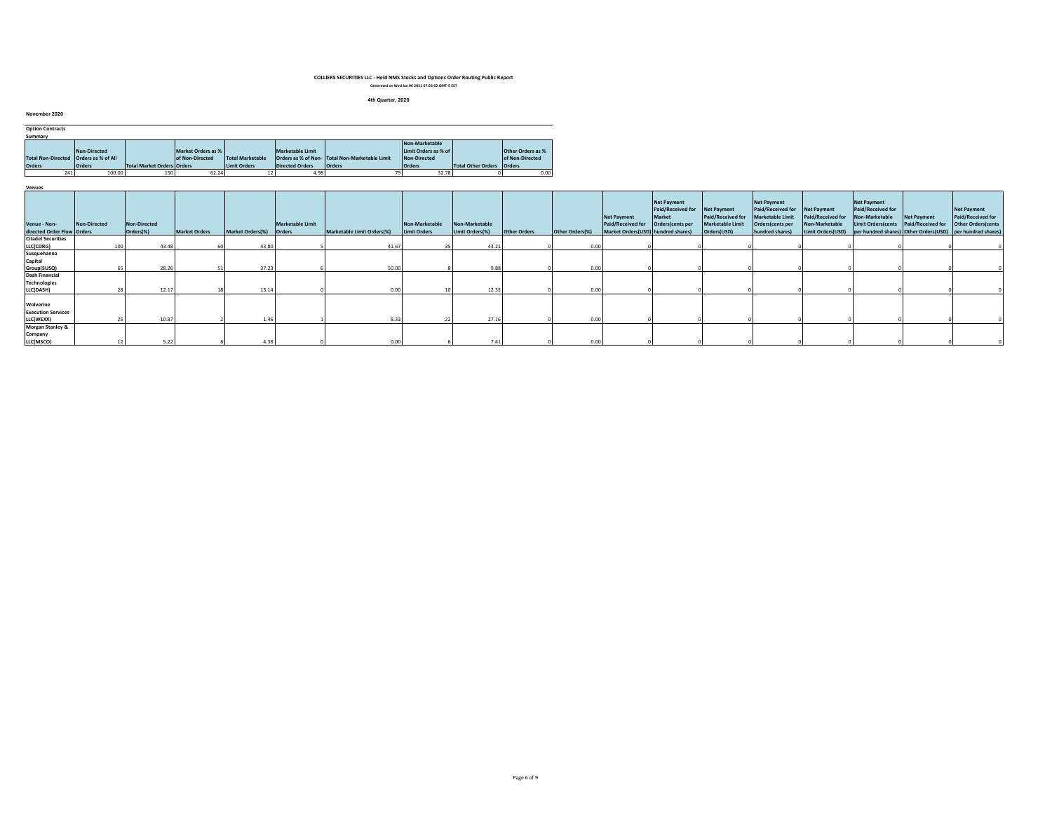# COLLIERS SECURITIES LLC - Held NMS Stocks and Options Order Routing Public Report

Generated on Wed Jan 06 2021 07:56:02 GMT-5 EST

4th Quarter, 2020

November 2020

**Option Contracts**

**Summary**

| Total Non-Directed Orders | Non-Directed Orders as % of All Orders | Total Market Orders | Market Orders as % of Non-Directed Orders | Total Marketable Limit Orders | Marketable Limit Orders as % of Non-Directed Orders | Total Non-Marketable Limit Orders | Non-Marketable Limit Orders as % of Non-Directed Orders | Total Other Orders | Other Orders as % of Non-Directed Orders |
|---|---|---|---|---|---|---|---|---|---|
| 241 | 100.00 | 150 | 62.24 | 12 | 4.98 | 79 | 32.78 | 0 | 0.00 |

**Venues**

| Venue - Non-directed Order Flow | Non-Directed Orders | Non-Directed Orders(%) | Market Orders | Market Orders(%) | Marketable Limit Orders | Marketable Limit Orders(%) | Non-Marketable Limit Orders | Non-Marketable Limit Orders(%) | Other Orders | Other Orders(%) | Net Payment Paid/Received for Market Orders(USD) | Net Payment Paid/Received for Market Orders(cents per hundred shares) | Net Payment Paid/Received for Marketable Limit Orders(USD) | Net Payment Paid/Received for Marketable Limit Orders(cents per hundred shares) | Net Payment Paid/Received for Non-Marketable Limit Orders(USD) | Net Payment Paid/Received for Non-Marketable Limit Orders(cents per hundred shares) | Net Payment Paid/Received for Other Orders(USD) | Net Payment Paid/Received for Other Orders(cents per hundred shares) |
|---|---|---|---|---|---|---|---|---|---|---|---|---|---|---|---|---|---|---|
| Citadel Securities LLC(CDRG) | 100 | 43.48 | 60 | 43.80 | 5 | 41.67 | 35 | 43.21 | 0 | 0.00 | 0 | 0 | 0 | 0 | 0 | 0 | 0 | 0 |
| Susquehanna Capital Group(SUSQ) | 65 | 28.26 | 51 | 37.23 | 6 | 50.00 | 8 | 9.88 | 0 | 0.00 | 0 | 0 | 0 | 0 | 0 | 0 | 0 | 0 |
| Dash Financial Technologies LLC(DASH) | 28 | 12.17 | 18 | 13.14 | 0 | 0.00 | 10 | 12.35 | 0 | 0.00 | 0 | 0 | 0 | 0 | 0 | 0 | 0 | 0 |
| Wolverine Execution Services LLC(WEXX) | 25 | 10.87 | 2 | 1.46 | 1 | 8.33 | 22 | 27.16 | 0 | 0.00 | 0 | 0 | 0 | 0 | 0 | 0 | 0 | 0 |
| Morgan Stanley & Company LLC(MSCO) | 12 | 5.22 | 6 | 4.38 | 0 | 0.00 | 6 | 7.41 | 0 | 0.00 | 0 | 0 | 0 | 0 | 0 | 0 | 0 | 0 |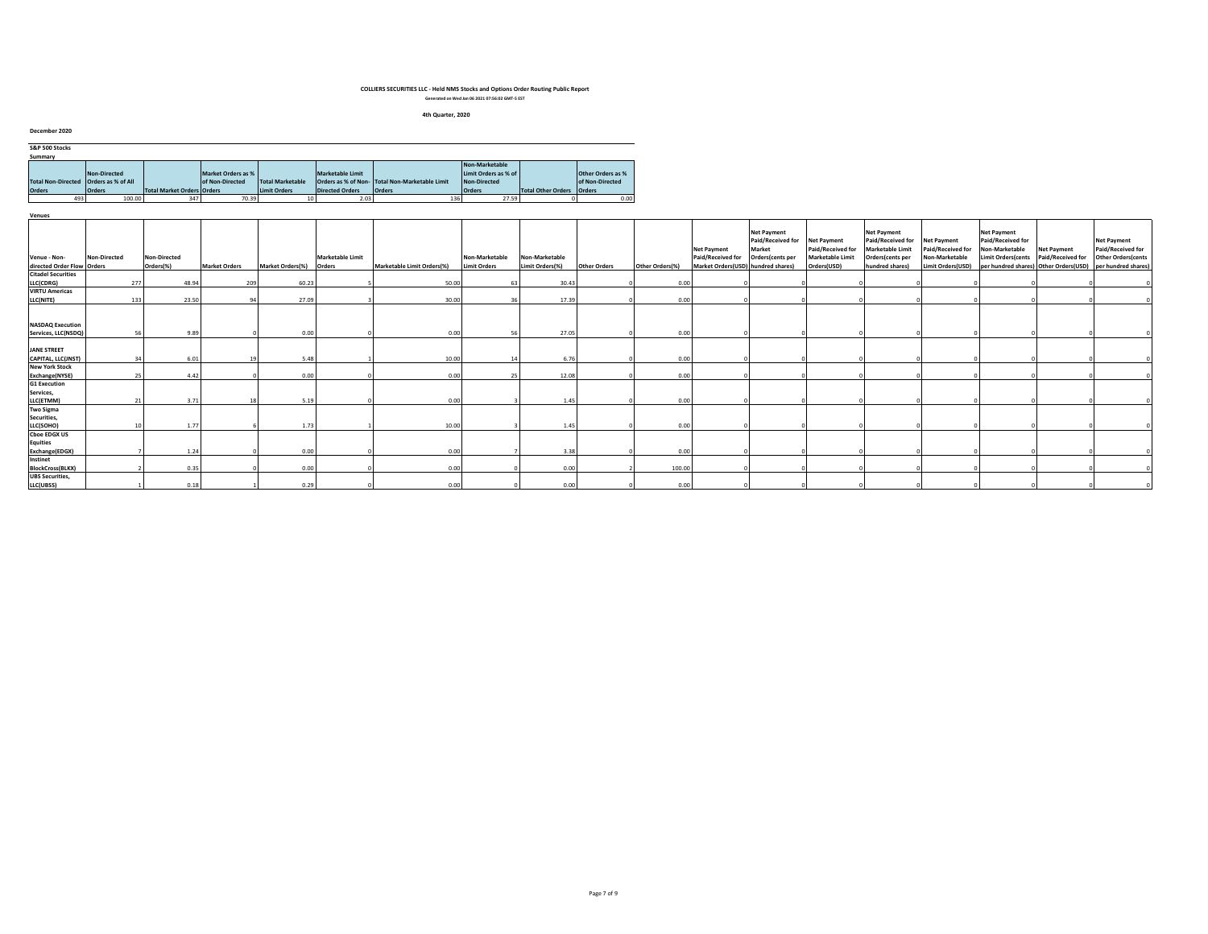# COLLIERS SECURITIES LLC - Held NMS Stocks and Options Order Routing Public Report

Generated on Wed Jan 06 2021 07:56:02 GMT-5 EST

4th Quarter, 2020

December 2020

## S&P 500 Stocks

### Summary

| Total Non-Directed Orders | Non-Directed Orders as % of All Orders | Total Market Orders | Market Orders as % of Non-Directed Orders | Total Marketable Limit Orders | Marketable Limit Orders as % of Non-Directed Orders | Total Non-Marketable Limit Orders | Non-Marketable Limit Orders as % of Non-Directed Orders | Total Other Orders | Other Orders as % of Non-Directed Orders |
|---|---|---|---|---|---|---|---|---|---|
| 493 | 100.00 | 347 | 70.39 | 10 | 2.03 | 136 | 27.59 | 0 | 0.00 |

### Venues

| Venue - Non-directed Order Flow | Non-Directed Orders | Non-Directed Orders(%) | Market Orders | Market Orders(%) | Marketable Limit Orders | Marketable Limit Orders(%) | Non-Marketable Limit Orders | Non-Marketable Limit Orders(%) | Other Orders | Other Orders(%) | Net Payment Paid/Received for Market Orders(USD) | Net Payment Paid/Received for Market Orders(cents per hundred shares) | Net Payment Paid/Received for Marketable Limit Orders(USD) | Net Payment Paid/Received for Marketable Limit Orders(cents per hundred shares) | Net Payment Paid/Received for Non-Marketable Limit Orders(USD) | Net Payment Paid/Received for Non-Marketable Limit Orders(cents per hundred shares) | Net Payment Paid/Received for Other Orders(USD) | Net Payment Paid/Received for Other Orders(cents per hundred shares) |
|---|---|---|---|---|---|---|---|---|---|---|---|---|---|---|---|---|---|---|
| Citadel Securities LLC(CDRG) | 277 | 48.94 | 209 | 60.23 | 5 | 50.00 | 63 | 30.43 | 0 | 0.00 | 0 | 0 | 0 | 0 | 0 | 0 | 0 | 0 |
| VIRTU Americas LLC(NITE) | 133 | 23.50 | 94 | 27.09 | 3 | 30.00 | 36 | 17.39 | 0 | 0.00 | 0 | 0 | 0 | 0 | 0 | 0 | 0 | 0 |
| NASDAQ Execution Services, LLC(NSDQ) | 56 | 9.89 | 0 | 0.00 | 0 | 0.00 | 56 | 27.05 | 0 | 0.00 | 0 | 0 | 0 | 0 | 0 | 0 | 0 | 0 |
| JANE STREET CAPITAL, LLC(JNST) | 34 | 6.01 | 19 | 5.48 | 1 | 10.00 | 14 | 6.76 | 0 | 0.00 | 0 | 0 | 0 | 0 | 0 | 0 | 0 | 0 |
| New York Stock Exchange(NYSE) | 25 | 4.42 | 0 | 0.00 | 0 | 0.00 | 25 | 12.08 | 0 | 0.00 | 0 | 0 | 0 | 0 | 0 | 0 | 0 | 0 |
| G1 Execution Services, LLC(ETMM) | 21 | 3.71 | 18 | 5.19 | 0 | 0.00 | 3 | 1.45 | 0 | 0.00 | 0 | 0 | 0 | 0 | 0 | 0 | 0 | 0 |
| Two Sigma Securities, LLC(SOHO) | 10 | 1.77 | 6 | 1.73 | 1 | 10.00 | 3 | 1.45 | 0 | 0.00 | 0 | 0 | 0 | 0 | 0 | 0 | 0 | 0 |
| Cboe EDGX US Equities Exchange(EDGX) | 7 | 1.24 | 0 | 0.00 | 0 | 0.00 | 7 | 3.38 | 0 | 0.00 | 0 | 0 | 0 | 0 | 0 | 0 | 0 | 0 |
| Instinet BlockCross(BLKX) | 2 | 0.35 | 0 | 0.00 | 0 | 0.00 | 0 | 0.00 | 2 | 100.00 | 0 | 0 | 0 | 0 | 0 | 0 | 0 | 0 |
| UBS Securities, LLC(UBSS) | 1 | 0.18 | 1 | 0.29 | 0 | 0.00 | 0 | 0.00 | 0 | 0.00 | 0 | 0 | 0 | 0 | 0 | 0 | 0 | 0 |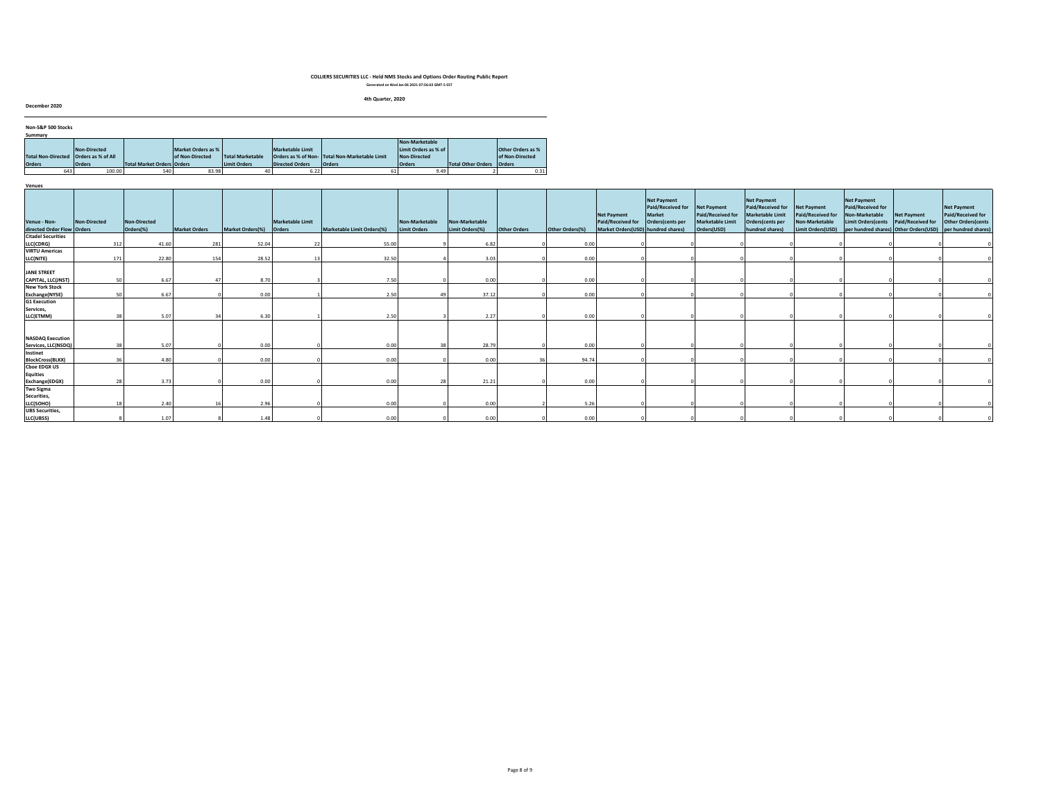**COLLIERS SECURITIES LLC - Held NMS Stocks and Options Order Routing Public Report**

Generated on Wed Jan 06 2021 07:56:02 GMT-5 EST

**4th Quarter, 2020**

**December 2020**

**Non-S&P 500 Stocks**

**Summary**

| Total Non-Directed Orders | Non-Directed Orders as % of All Orders | Total Market Orders | Market Orders as % of Non-Directed Orders | Total Marketable Limit Orders | Marketable Limit Orders as % of Non-Directed Orders | Total Non-Marketable Limit Orders | Non-Marketable Limit Orders as % of Non-Directed Orders | Total Other Orders | Other Orders as % of Non-Directed Orders |
|---|---|---|---|---|---|---|---|---|---|
| 643 | 100.00 | 540 | 83.98 | 40 | 6.22 | 61 | 9.49 | 2 | 0.31 |

**Venues**

| Venue - Non-directed Order Flow | Non-Directed Orders | Non-Directed Orders(%) | Market Orders | Market Orders(%) | Marketable Limit Orders | Marketable Limit Orders(%) | Non-Marketable Limit Orders | Non-Marketable Limit Orders(%) | Other Orders | Other Orders(%) | Net Payment Paid/Received for Market Orders(USD) | Net Payment Paid/Received for Market Orders(cents per hundred shares) | Net Payment Paid/Received for Marketable Limit Orders(USD) | Net Payment Paid/Received for Marketable Limit Orders(cents per hundred shares) | Net Payment Paid/Received for Non-Marketable Limit Orders(USD) | Net Payment Paid/Received for Non-Marketable Limit Orders(cents per hundred shares) | Net Payment Paid/Received for Other Orders(USD) | Net Payment Paid/Received for Other Orders(cents per hundred shares) |
|---|---|---|---|---|---|---|---|---|---|---|---|---|---|---|---|---|---|---|
| Citadel Securities LLC(CDRG) | 312 | 41.60 | 281 | 52.04 | 22 | 55.00 | 9 | 6.82 | 0 | 0.00 | 0 | 0 | 0 | 0 | 0 | 0 | 0 | 0 |
| VIRTU Americas LLC(NITE) | 171 | 22.80 | 154 | 28.52 | 13 | 32.50 | 4 | 3.03 | 0 | 0.00 | 0 | 0 | 0 | 0 | 0 | 0 | 0 | 0 |
| JANE STREET CAPITAL, LLC(JNST) | 50 | 6.67 | 47 | 8.70 | 3 | 7.50 | 0 | 0.00 | 0 | 0.00 | 0 | 0 | 0 | 0 | 0 | 0 | 0 | 0 |
| New York Stock Exchange(NYSE) | 50 | 6.67 | 0 | 0.00 | 1 | 2.50 | 49 | 37.12 | 0 | 0.00 | 0 | 0 | 0 | 0 | 0 | 0 | 0 | 0 |
| G1 Execution Services, LLC(ETMM) | 38 | 5.07 | 34 | 6.30 | 1 | 2.50 | 3 | 2.27 | 0 | 0.00 | 0 | 0 | 0 | 0 | 0 | 0 | 0 | 0 |
| NASDAQ Execution Services, LLC(NSDQ) | 38 | 5.07 | 0 | 0.00 | 0 | 0.00 | 38 | 28.79 | 0 | 0.00 | 0 | 0 | 0 | 0 | 0 | 0 | 0 | 0 |
| Instinet BlockCross(BLKX) | 36 | 4.80 | 0 | 0.00 | 0 | 0.00 | 0 | 0.00 | 36 | 94.74 | 0 | 0 | 0 | 0 | 0 | 0 | 0 | 0 |
| Cboe EDGX US Equities Exchange(EDGX) | 28 | 3.73 | 0 | 0.00 | 0 | 0.00 | 28 | 21.21 | 0 | 0.00 | 0 | 0 | 0 | 0 | 0 | 0 | 0 | 0 |
| Two Sigma Securities, LLC(SOHO) | 18 | 2.40 | 16 | 2.96 | 0 | 0.00 | 0 | 0.00 | 2 | 5.26 | 0 | 0 | 0 | 0 | 0 | 0 | 0 | 0 |
| UBS Securities, LLC(UBSS) | 8 | 1.07 | 8 | 1.48 | 0 | 0.00 | 0 | 0.00 | 0 | 0.00 | 0 | 0 | 0 | 0 | 0 | 0 | 0 | 0 |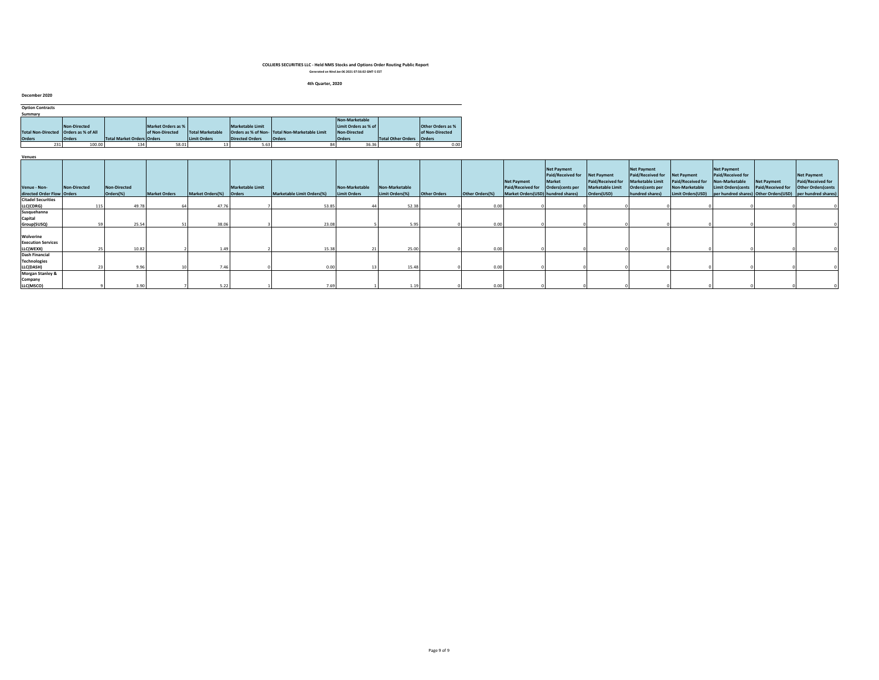# COLLIERS SECURITIES LLC - Held NMS Stocks and Options Order Routing Public Report

Generated on Wed Jan 06 2021 07:56:02 GMT-5 EST

## 4th Quarter, 2020

### December 2020

**Option Contracts**

**Summary**

| Total Non-Directed Orders | Non-Directed Orders as % of All Orders | Total Market Orders | Market Orders as % of Non-Directed Orders | Total Marketable Limit Orders | Marketable Limit Orders as % of Non-Directed Orders | Total Non-Marketable Limit Orders | Non-Marketable Limit Orders as % of Non-Directed Orders | Total Other Orders | Other Orders as % of Non-Directed Orders |
|---|---|---|---|---|---|---|---|---|---|
| 231 | 100.00 | 134 | 58.01 | 13 | 5.63 | 84 | 36.36 | 0 | 0.00 |

**Venues**

| Venue - Non-directed Order Flow | Non-Directed Orders | Non-Directed Orders(%) | Market Orders | Market Orders(%) | Marketable Limit Orders | Marketable Limit Orders(%) | Non-Marketable Limit Orders | Non-Marketable Limit Orders(%) | Other Orders | Other Orders(%) | Net Payment Paid/Received for Market Orders(USD) | Net Payment Paid/Received for Market Orders(cents per hundred shares) | Net Payment Paid/Received for Marketable Limit Orders(USD) | Net Payment Paid/Received for Marketable Limit Orders(cents per hundred shares) | Net Payment Paid/Received for Non-Marketable Limit Orders(USD) | Net Payment Paid/Received for Non-Marketable Limit Orders(cents per hundred shares) | Net Payment Paid/Received for Other Orders(USD) | Net Payment Paid/Received for Other Orders(cents per hundred shares) |
|---|---|---|---|---|---|---|---|---|---|---|---|---|---|---|---|---|---|---|
| Citadel Securities LLC(CDRG) | 115 | 49.78 | 64 | 47.76 | 7 | 53.85 | 44 | 52.38 | 0 | 0.00 | 0 | 0 | 0 | 0 | 0 | 0 | 0 | 0 |
| Susquehanna Capital Group(SUSQ) | 59 | 25.54 | 51 | 38.06 | 3 | 23.08 | 5 | 5.95 | 0 | 0.00 | 0 | 0 | 0 | 0 | 0 | 0 | 0 | 0 |
| Wolverine Execution Services LLC(WEXX) | 25 | 10.82 | 2 | 1.49 | 2 | 15.38 | 21 | 25.00 | 0 | 0.00 | 0 | 0 | 0 | 0 | 0 | 0 | 0 | 0 |
| Dash Financial Technologies LLC(DASH) | 23 | 9.96 | 10 | 7.46 | 0 | 0.00 | 13 | 15.48 | 0 | 0.00 | 0 | 0 | 0 | 0 | 0 | 0 | 0 | 0 |
| Morgan Stanley & Company LLC(MSCO) | 9 | 3.90 | 7 | 5.22 | 1 | 7.69 | 1 | 1.19 | 0 | 0.00 | 0 | 0 | 0 | 0 | 0 | 0 | 0 | 0 |